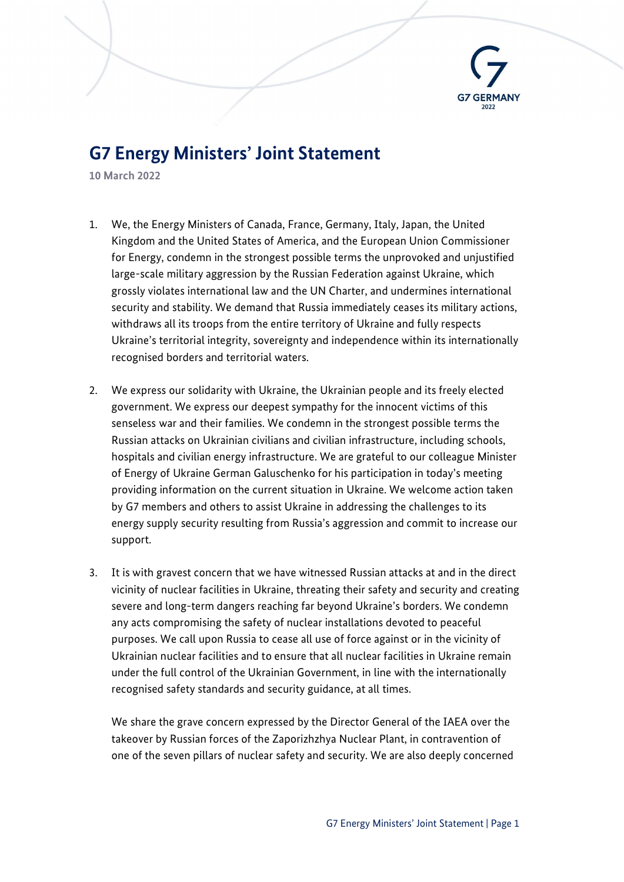# G7 Energy Ministers' Joint Statement

**10 March 2022**

1. We, the Energy Ministers of Canada, France, Germany, Italy, Japan, the United Kingdom and the United States of America, and the European Union Commissioner for Energy, condemn in the strongest possible terms the unprovoked and unjustified large-scale military aggression by the Russian Federation against Ukraine, which grossly violates international law and the UN Charter, and undermines international security and stability. We demand that Russia immediately ceases its military actions, withdraws all its troops from the entire territory of Ukraine and fully respects Ukraine's territorial integrity, sovereignty and independence within its internationally recognised borders and territorial waters.

2. We express our solidarity with Ukraine, the Ukrainian people and its freely elected government. We express our deepest sympathy for the innocent victims of this senseless war and their families. We condemn in the strongest possible terms the Russian attacks on Ukrainian civilians and civilian infrastructure, including schools, hospitals and civilian energy infrastructure. We are grateful to our colleague Minister of Energy of Ukraine German Galuschenko for his participation in today's meeting providing information on the current situation in Ukraine. We welcome action taken by G7 members and others to assist Ukraine in addressing the challenges to its energy supply security resulting from Russia's aggression and commit to increase our support.

3. It is with gravest concern that we have witnessed Russian attacks at and in the direct vicinity of nuclear facilities in Ukraine, threating their safety and security and creating severe and long-term dangers reaching far beyond Ukraine's borders. We condemn any acts compromising the safety of nuclear installations devoted to peaceful purposes. We call upon Russia to cease all use of force against or in the vicinity of Ukrainian nuclear facilities and to ensure that all nuclear facilities in Ukraine remain under the full control of the Ukrainian Government, in line with the internationally recognised safety standards and security guidance, at all times.

   We share the grave concern expressed by the Director General of the IAEA over the takeover by Russian forces of the Zaporizhzhya Nuclear Plant, in contravention of one of the seven pillars of nuclear safety and security. We are also deeply concerned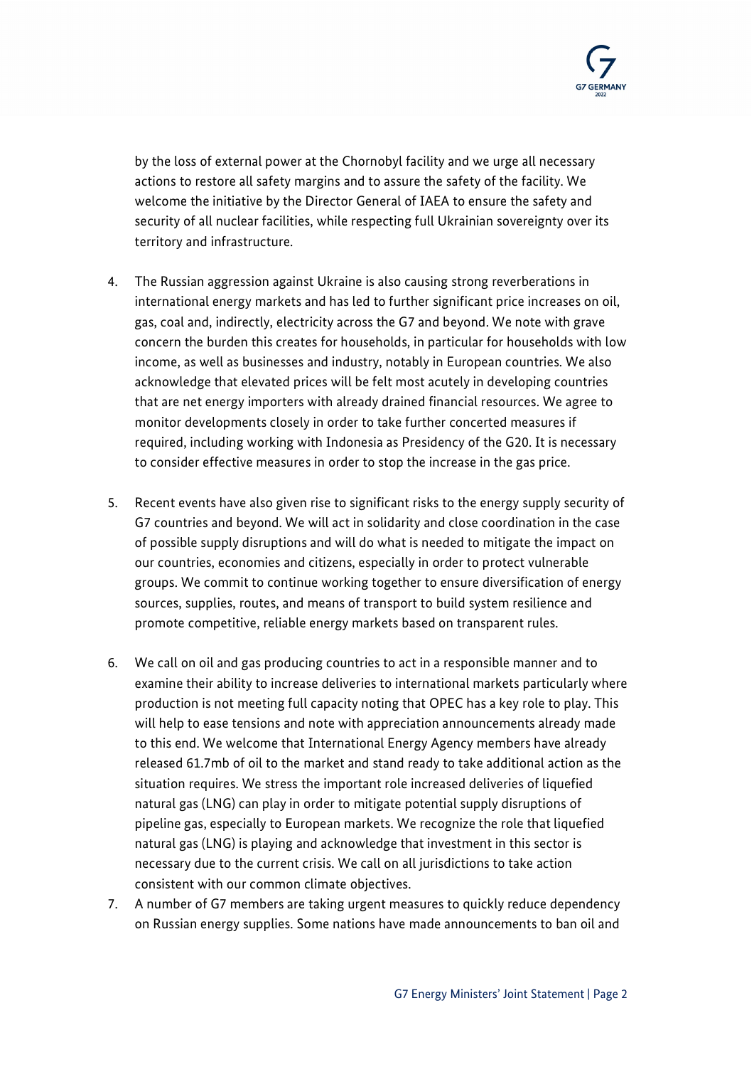by the loss of external power at the Chornobyl facility and we urge all necessary actions to restore all safety margins and to assure the safety of the facility. We welcome the initiative by the Director General of IAEA to ensure the safety and security of all nuclear facilities, while respecting full Ukrainian sovereignty over its territory and infrastructure.

4. The Russian aggression against Ukraine is also causing strong reverberations in international energy markets and has led to further significant price increases on oil, gas, coal and, indirectly, electricity across the G7 and beyond. We note with grave concern the burden this creates for households, in particular for households with low income, as well as businesses and industry, notably in European countries. We also acknowledge that elevated prices will be felt most acutely in developing countries that are net energy importers with already drained financial resources. We agree to monitor developments closely in order to take further concerted measures if required, including working with Indonesia as Presidency of the G20. It is necessary to consider effective measures in order to stop the increase in the gas price.

5. Recent events have also given rise to significant risks to the energy supply security of G7 countries and beyond. We will act in solidarity and close coordination in the case of possible supply disruptions and will do what is needed to mitigate the impact on our countries, economies and citizens, especially in order to protect vulnerable groups. We commit to continue working together to ensure diversification of energy sources, supplies, routes, and means of transport to build system resilience and promote competitive, reliable energy markets based on transparent rules.

6. We call on oil and gas producing countries to act in a responsible manner and to examine their ability to increase deliveries to international markets particularly where production is not meeting full capacity noting that OPEC has a key role to play. This will help to ease tensions and note with appreciation announcements already made to this end. We welcome that International Energy Agency members have already released 61.7mb of oil to the market and stand ready to take additional action as the situation requires. We stress the important role increased deliveries of liquefied natural gas (LNG) can play in order to mitigate potential supply disruptions of pipeline gas, especially to European markets. We recognize the role that liquefied natural gas (LNG) is playing and acknowledge that investment in this sector is necessary due to the current crisis. We call on all jurisdictions to take action consistent with our common climate objectives.

7. A number of G7 members are taking urgent measures to quickly reduce dependency on Russian energy supplies. Some nations have made announcements to ban oil and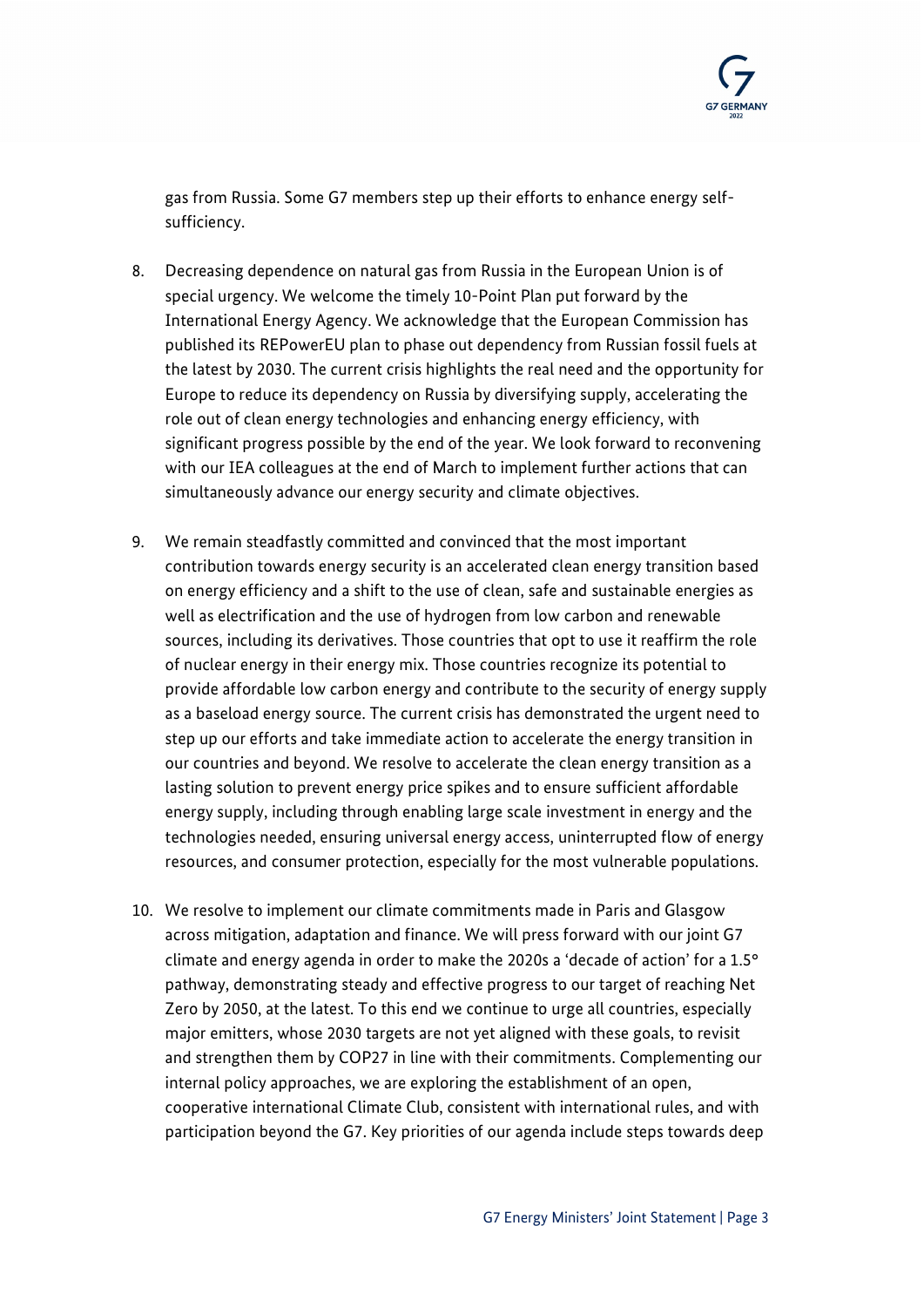gas from Russia. Some G7 members step up their efforts to enhance energy self-sufficiency.

8. Decreasing dependence on natural gas from Russia in the European Union is of special urgency. We welcome the timely 10-Point Plan put forward by the International Energy Agency. We acknowledge that the European Commission has published its REPowerEU plan to phase out dependency from Russian fossil fuels at the latest by 2030. The current crisis highlights the real need and the opportunity for Europe to reduce its dependency on Russia by diversifying supply, accelerating the role out of clean energy technologies and enhancing energy efficiency, with significant progress possible by the end of the year. We look forward to reconvening with our IEA colleagues at the end of March to implement further actions that can simultaneously advance our energy security and climate objectives.

9. We remain steadfastly committed and convinced that the most important contribution towards energy security is an accelerated clean energy transition based on energy efficiency and a shift to the use of clean, safe and sustainable energies as well as electrification and the use of hydrogen from low carbon and renewable sources, including its derivatives. Those countries that opt to use it reaffirm the role of nuclear energy in their energy mix. Those countries recognize its potential to provide affordable low carbon energy and contribute to the security of energy supply as a baseload energy source. The current crisis has demonstrated the urgent need to step up our efforts and take immediate action to accelerate the energy transition in our countries and beyond. We resolve to accelerate the clean energy transition as a lasting solution to prevent energy price spikes and to ensure sufficient affordable energy supply, including through enabling large scale investment in energy and the technologies needed, ensuring universal energy access, uninterrupted flow of energy resources, and consumer protection, especially for the most vulnerable populations.

10. We resolve to implement our climate commitments made in Paris and Glasgow across mitigation, adaptation and finance. We will press forward with our joint G7 climate and energy agenda in order to make the 2020s a 'decade of action' for a 1.5° pathway, demonstrating steady and effective progress to our target of reaching Net Zero by 2050, at the latest. To this end we continue to urge all countries, especially major emitters, whose 2030 targets are not yet aligned with these goals, to revisit and strengthen them by COP27 in line with their commitments. Complementing our internal policy approaches, we are exploring the establishment of an open, cooperative international Climate Club, consistent with international rules, and with participation beyond the G7. Key priorities of our agenda include steps towards deep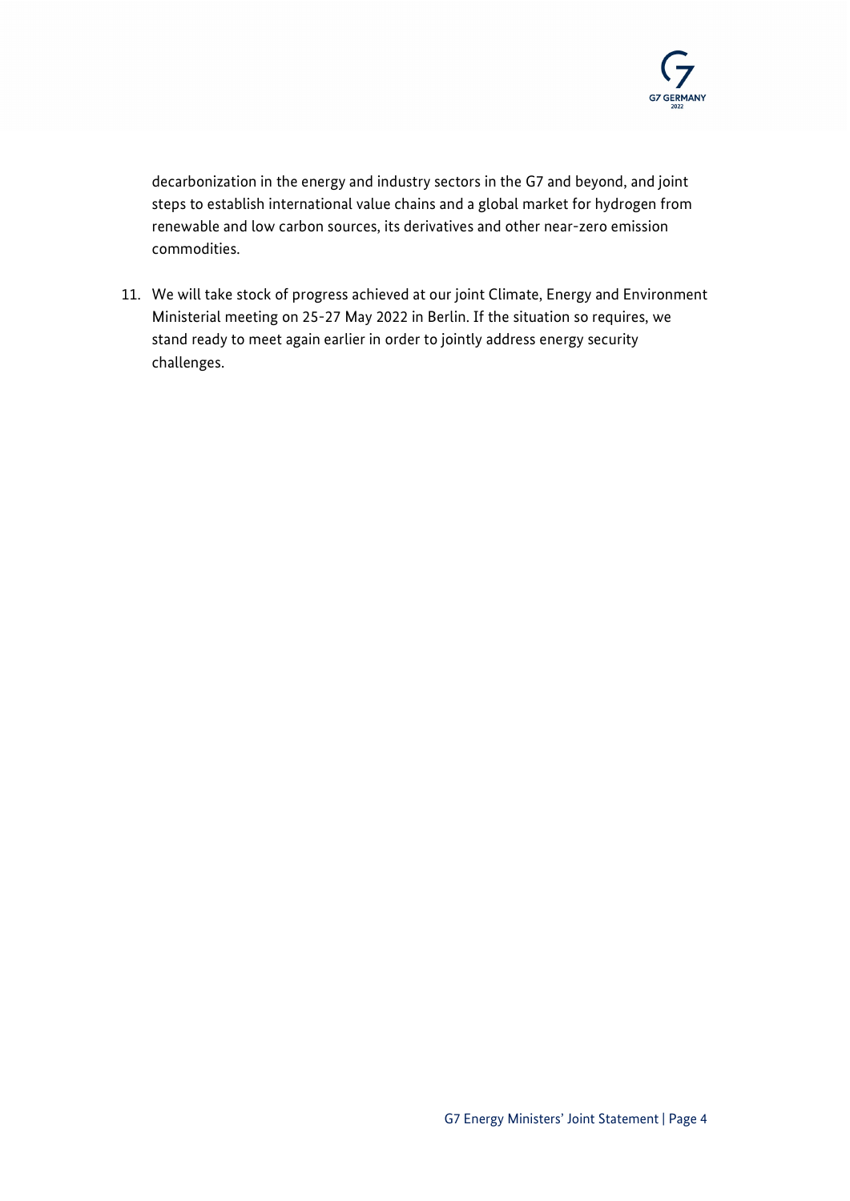decarbonization in the energy and industry sectors in the G7 and beyond, and joint steps to establish international value chains and a global market for hydrogen from renewable and low carbon sources, its derivatives and other near-zero emission commodities.

11. We will take stock of progress achieved at our joint Climate, Energy and Environment Ministerial meeting on 25-27 May 2022 in Berlin. If the situation so requires, we stand ready to meet again earlier in order to jointly address energy security challenges.